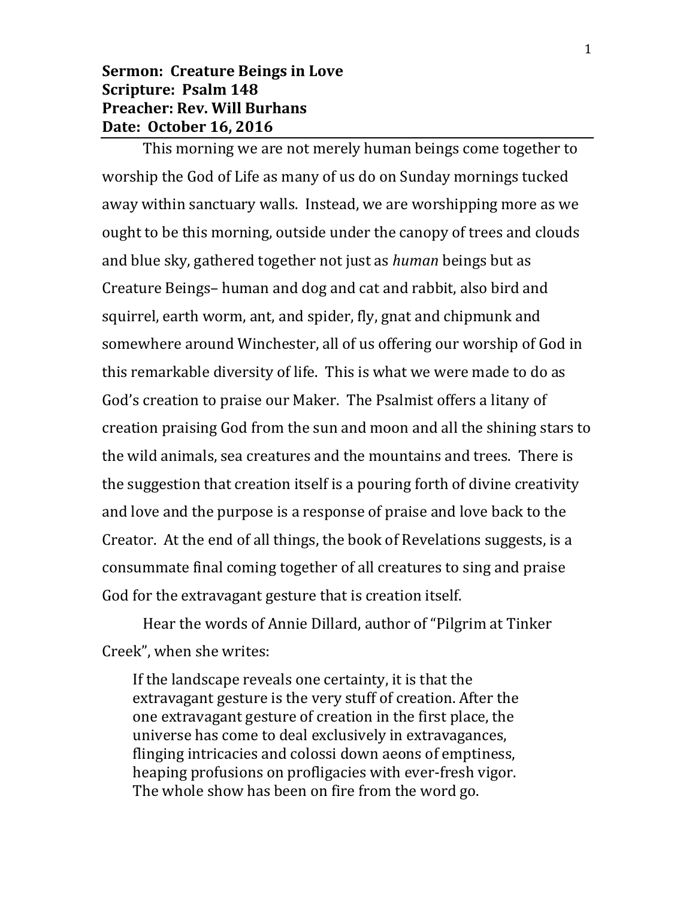**Sermon: Creature Beings in Love**
**Scripture: Psalm 148**
**Preacher: Rev. Will Burhans**
**Date: October 16, 2016**

---

This morning we are not merely human beings come together to worship the God of Life as many of us do on Sunday mornings tucked away within sanctuary walls. Instead, we are worshipping more as we ought to be this morning, outside under the canopy of trees and clouds and blue sky, gathered together not just as *human* beings but as Creature Beings– human and dog and cat and rabbit, also bird and squirrel, earth worm, ant, and spider, fly, gnat and chipmunk and somewhere around Winchester, all of us offering our worship of God in this remarkable diversity of life. This is what we were made to do as God's creation to praise our Maker. The Psalmist offers a litany of creation praising God from the sun and moon and all the shining stars to the wild animals, sea creatures and the mountains and trees. There is the suggestion that creation itself is a pouring forth of divine creativity and love and the purpose is a response of praise and love back to the Creator. At the end of all things, the book of Revelations suggests, is a consummate final coming together of all creatures to sing and praise God for the extravagant gesture that is creation itself.

Hear the words of Annie Dillard, author of "Pilgrim at Tinker Creek", when she writes:

> If the landscape reveals one certainty, it is that the extravagant gesture is the very stuff of creation. After the one extravagant gesture of creation in the first place, the universe has come to deal exclusively in extravagances, flinging intricacies and colossi down aeons of emptiness, heaping profusions on profligacies with ever-fresh vigor. The whole show has been on fire from the word go.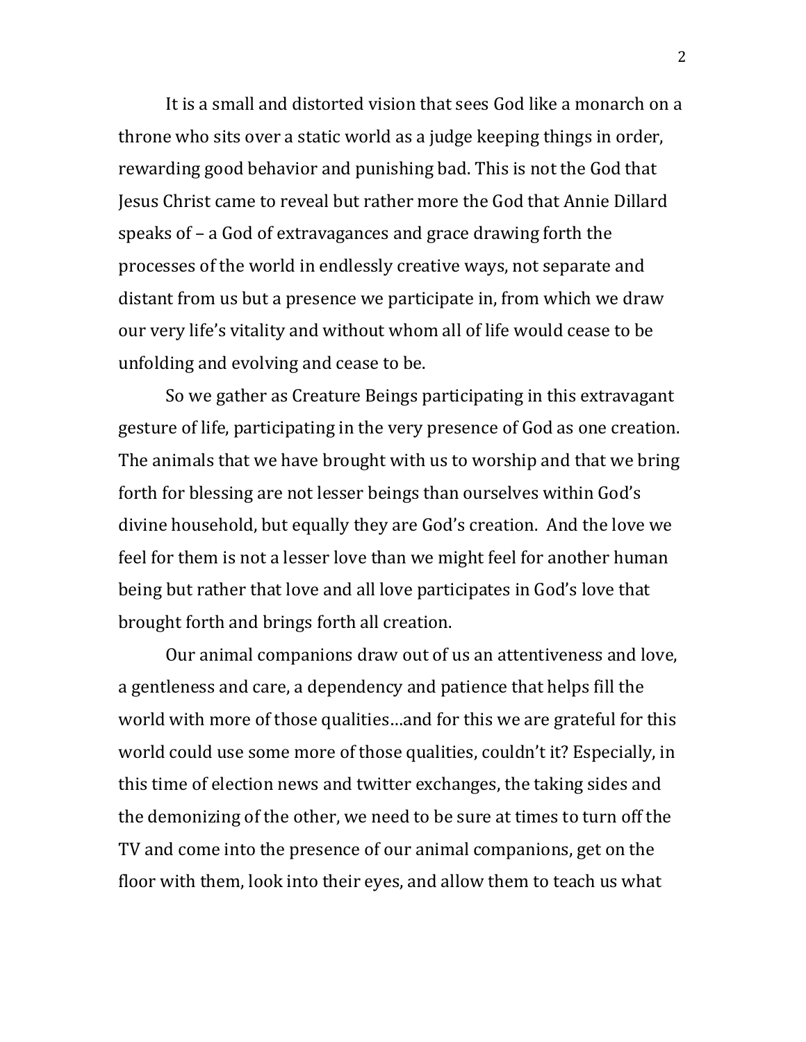It is a small and distorted vision that sees God like a monarch on a throne who sits over a static world as a judge keeping things in order, rewarding good behavior and punishing bad. This is not the God that Jesus Christ came to reveal but rather more the God that Annie Dillard speaks of – a God of extravagances and grace drawing forth the processes of the world in endlessly creative ways, not separate and distant from us but a presence we participate in, from which we draw our very life's vitality and without whom all of life would cease to be unfolding and evolving and cease to be.

So we gather as Creature Beings participating in this extravagant gesture of life, participating in the very presence of God as one creation. The animals that we have brought with us to worship and that we bring forth for blessing are not lesser beings than ourselves within God's divine household, but equally they are God's creation. And the love we feel for them is not a lesser love than we might feel for another human being but rather that love and all love participates in God's love that brought forth and brings forth all creation.

Our animal companions draw out of us an attentiveness and love, a gentleness and care, a dependency and patience that helps fill the world with more of those qualities…and for this we are grateful for this world could use some more of those qualities, couldn't it? Especially, in this time of election news and twitter exchanges, the taking sides and the demonizing of the other, we need to be sure at times to turn off the TV and come into the presence of our animal companions, get on the floor with them, look into their eyes, and allow them to teach us what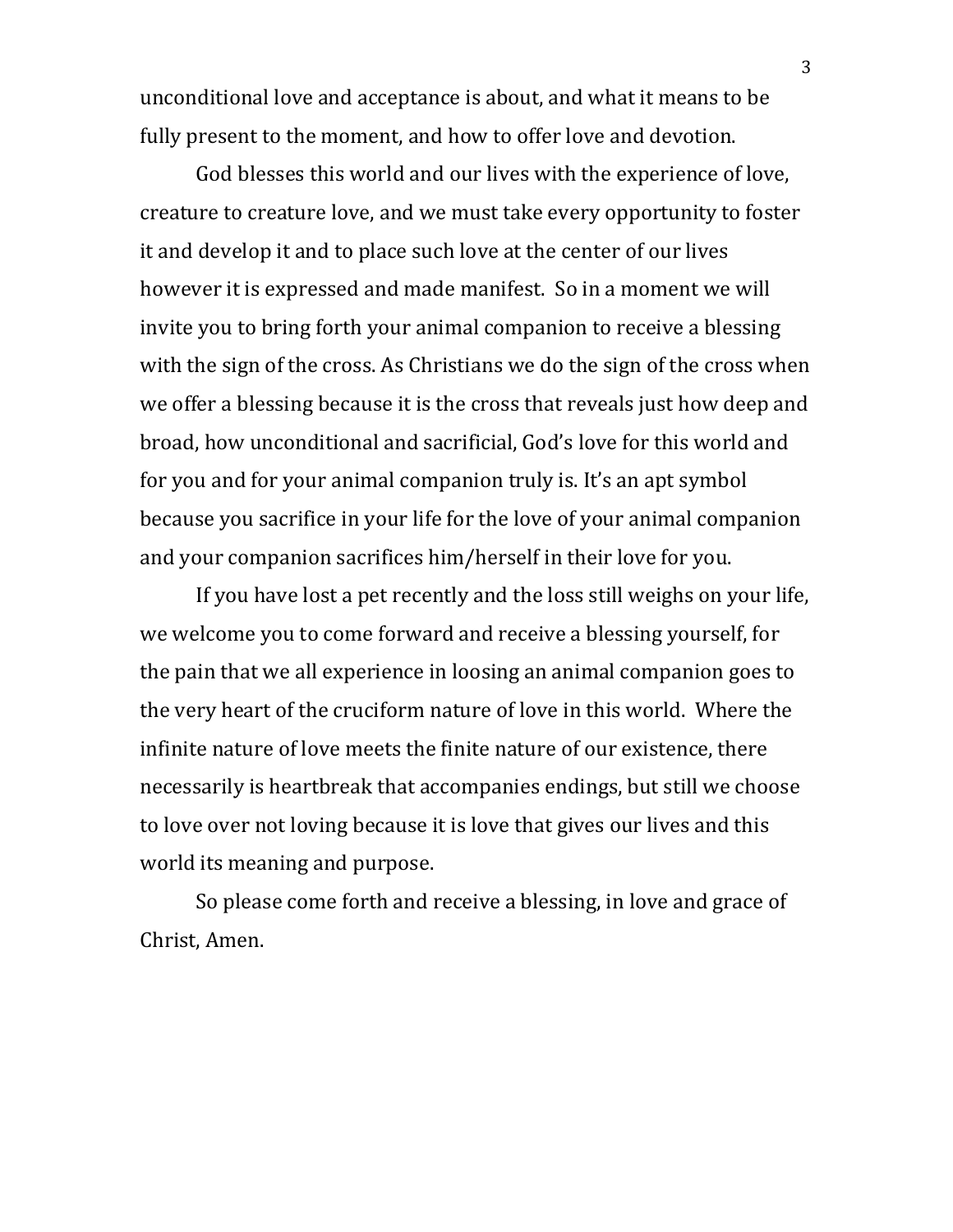unconditional love and acceptance is about, and what it means to be fully present to the moment, and how to offer love and devotion.

God blesses this world and our lives with the experience of love, creature to creature love, and we must take every opportunity to foster it and develop it and to place such love at the center of our lives however it is expressed and made manifest.  So in a moment we will invite you to bring forth your animal companion to receive a blessing with the sign of the cross. As Christians we do the sign of the cross when we offer a blessing because it is the cross that reveals just how deep and broad, how unconditional and sacrificial, God's love for this world and for you and for your animal companion truly is. It's an apt symbol because you sacrifice in your life for the love of your animal companion and your companion sacrifices him/herself in their love for you.

If you have lost a pet recently and the loss still weighs on your life, we welcome you to come forward and receive a blessing yourself, for the pain that we all experience in loosing an animal companion goes to the very heart of the cruciform nature of love in this world.  Where the infinite nature of love meets the finite nature of our existence, there necessarily is heartbreak that accompanies endings, but still we choose to love over not loving because it is love that gives our lives and this world its meaning and purpose.

So please come forth and receive a blessing, in love and grace of Christ, Amen.